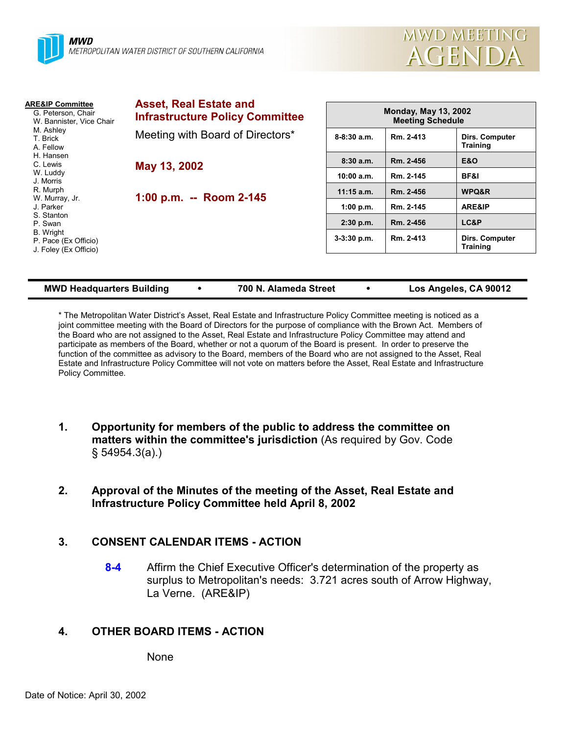**MWD**
METROPOLITAN WATER DISTRICT OF SOUTHERN CALIFORNIA

# MWD MEETING AGENDA

**ARE&IP Committee**
- G. Peterson, Chair
- W. Bannister, Vice Chair
- M. Ashley
- T. Brick
- A. Fellow
- H. Hansen
- C. Lewis
- W. Luddy
- J. Morris
- R. Murph
- W. Murray, Jr.
- J. Parker
- S. Stanton
- P. Swan
- B. Wright
- P. Pace (Ex Officio)
- J. Foley (Ex Officio)

## Asset, Real Estate and Infrastructure Policy Committee

Meeting with Board of Directors*

**May 13, 2002**

**1:00 p.m. -- Room 2-145**

| Monday, May 13, 2002 Meeting Schedule | | |
|---|---|---|
| 8-8:30 a.m. | Rm. 2-413 | Dirs. Computer Training |
| 8:30 a.m. | Rm. 2-456 | E&O |
| 10:00 a.m. | Rm. 2-145 | BF&I |
| 11:15 a.m. | Rm. 2-456 | WPQ&R |
| 1:00 p.m. | Rm. 2-145 | ARE&IP |
| 2:30 p.m. | Rm. 2-456 | LC&P |
| 3-3:30 p.m. | Rm. 2-413 | Dirs. Computer Training |

**MWD Headquarters Building • 700 N. Alameda Street • Los Angeles, CA 90012**

* The Metropolitan Water District's Asset, Real Estate and Infrastructure Policy Committee meeting is noticed as a joint committee meeting with the Board of Directors for the purpose of compliance with the Brown Act. Members of the Board who are not assigned to the Asset, Real Estate and Infrastructure Policy Committee may attend and participate as members of the Board, whether or not a quorum of the Board is present. In order to preserve the function of the committee as advisory to the Board, members of the Board who are not assigned to the Asset, Real Estate and Infrastructure Policy Committee will not vote on matters before the Asset, Real Estate and Infrastructure Policy Committee.

1. **Opportunity for members of the public to address the committee on matters within the committee's jurisdiction** (As required by Gov. Code § 54954.3(a).)

2. **Approval of the Minutes of the meeting of the Asset, Real Estate and Infrastructure Policy Committee held April 8, 2002**

3. **CONSENT CALENDAR ITEMS - ACTION**

   **8-4** Affirm the Chief Executive Officer's determination of the property as surplus to Metropolitan's needs: 3.721 acres south of Arrow Highway, La Verne. (ARE&IP)

4. **OTHER BOARD ITEMS - ACTION**

   None

Date of Notice: April 30, 2002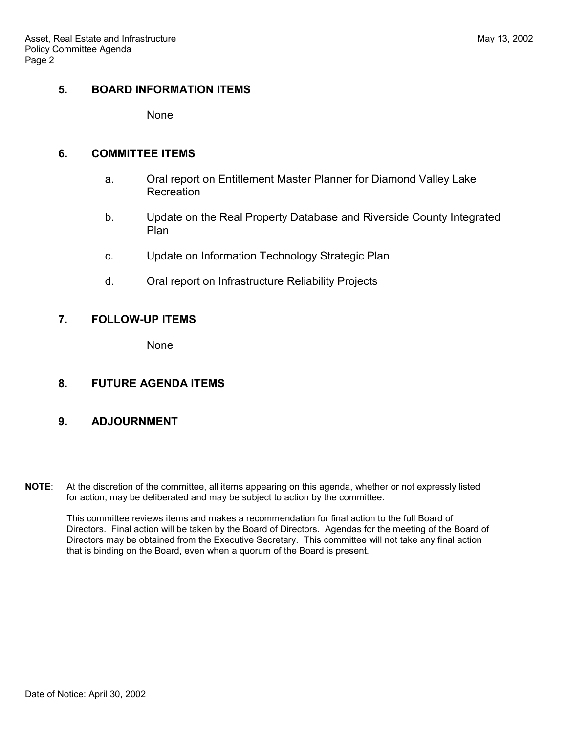## 5. BOARD INFORMATION ITEMS

None

## 6. COMMITTEE ITEMS

a. Oral report on Entitlement Master Planner for Diamond Valley Lake Recreation

b. Update on the Real Property Database and Riverside County Integrated Plan

c. Update on Information Technology Strategic Plan

d. Oral report on Infrastructure Reliability Projects

## 7. FOLLOW-UP ITEMS

None

## 8. FUTURE AGENDA ITEMS

## 9. ADJOURNMENT

**NOTE**: At the discretion of the committee, all items appearing on this agenda, whether or not expressly listed for action, may be deliberated and may be subject to action by the committee.

This committee reviews items and makes a recommendation for final action to the full Board of Directors. Final action will be taken by the Board of Directors. Agendas for the meeting of the Board of Directors may be obtained from the Executive Secretary. This committee will not take any final action that is binding on the Board, even when a quorum of the Board is present.

Date of Notice: April 30, 2002